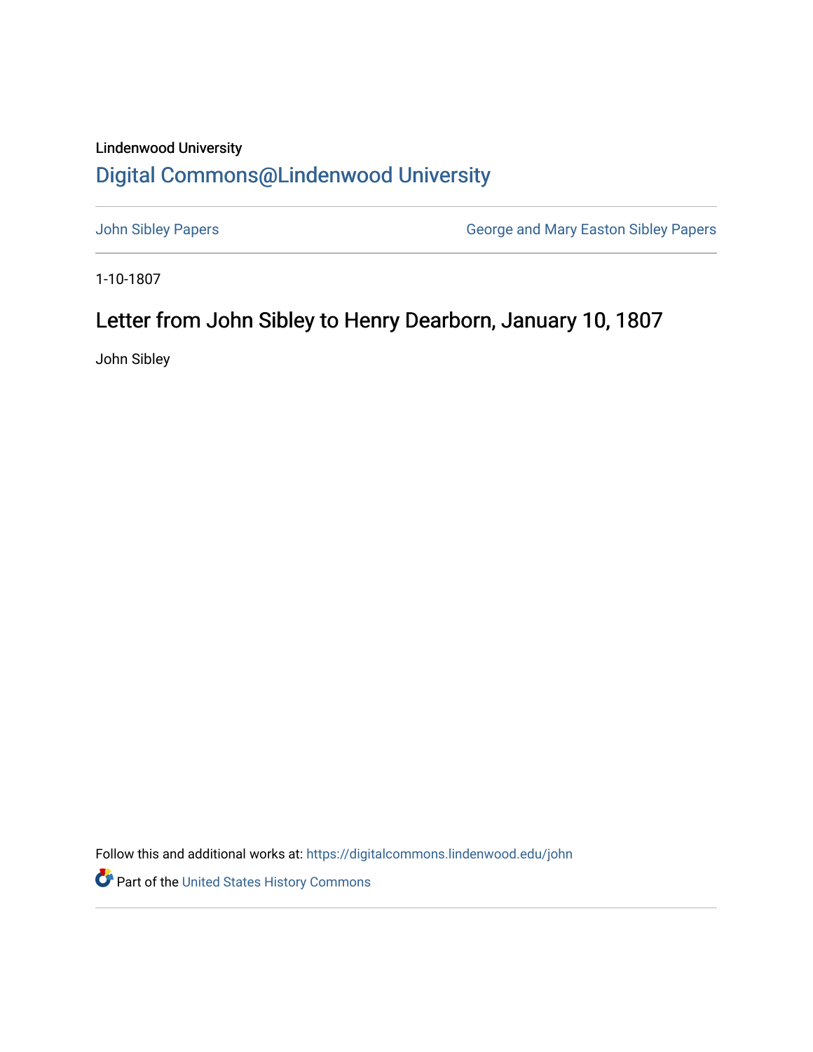Lindenwood University

# Digital Commons@Lindenwood University

John Sibley Papers | George and Mary Easton Sibley Papers

1-10-1807

## Letter from John Sibley to Henry Dearborn, January 10, 1807

John Sibley

Follow this and additional works at: https://digitalcommons.lindenwood.edu/john

Part of the United States History Commons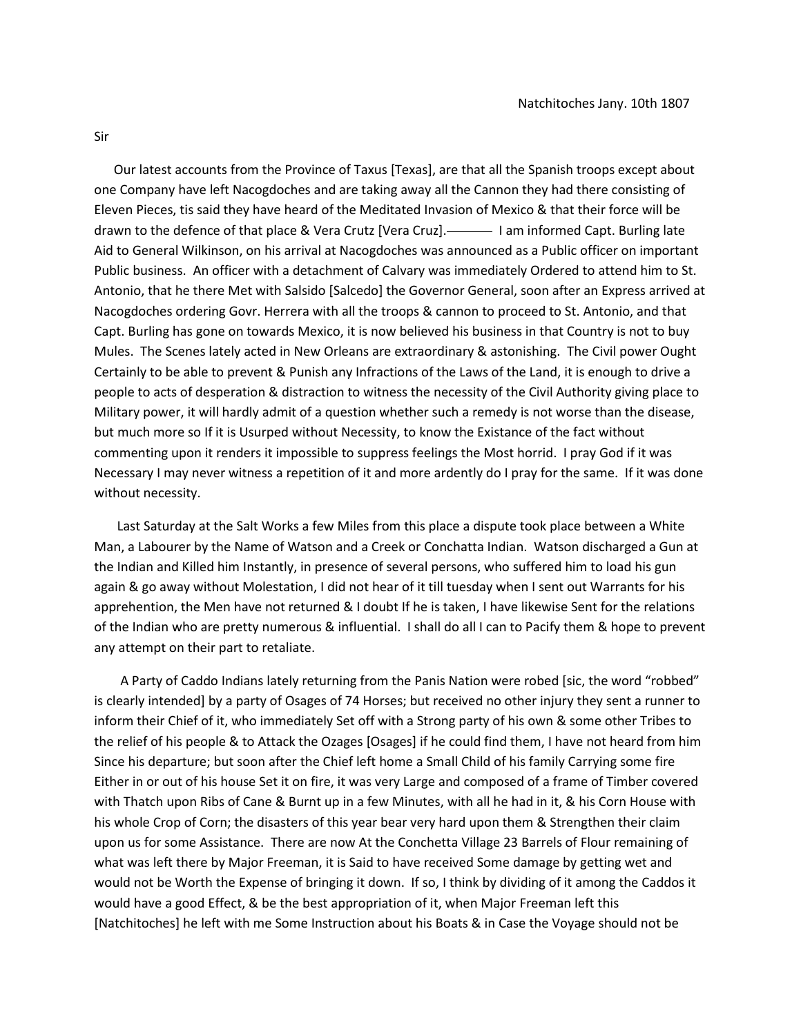Natchitoches Jany. 10th 1807

Sir

Our latest accounts from the Province of Taxus [Texas], are that all the Spanish troops except about one Company have left Nacogdoches and are taking away all the Cannon they had there consisting of Eleven Pieces, tis said they have heard of the Meditated Invasion of Mexico & that their force will be drawn to the defence of that place & Vera Crutz [Vera Cruz].——— I am informed Capt. Burling late Aid to General Wilkinson, on his arrival at Nacogdoches was announced as a Public officer on important Public business. An officer with a detachment of Calvary was immediately Ordered to attend him to St. Antonio, that he there Met with Salsido [Salcedo] the Governor General, soon after an Express arrived at Nacogdoches ordering Govr. Herrera with all the troops & cannon to proceed to St. Antonio, and that Capt. Burling has gone on towards Mexico, it is now believed his business in that Country is not to buy Mules. The Scenes lately acted in New Orleans are extraordinary & astonishing. The Civil power Ought Certainly to be able to prevent & Punish any Infractions of the Laws of the Land, it is enough to drive a people to acts of desperation & distraction to witness the necessity of the Civil Authority giving place to Military power, it will hardly admit of a question whether such a remedy is not worse than the disease, but much more so If it is Usurped without Necessity, to know the Existance of the fact without commenting upon it renders it impossible to suppress feelings the Most horrid. I pray God if it was Necessary I may never witness a repetition of it and more ardently do I pray for the same. If it was done without necessity.

Last Saturday at the Salt Works a few Miles from this place a dispute took place between a White Man, a Labourer by the Name of Watson and a Creek or Conchatta Indian. Watson discharged a Gun at the Indian and Killed him Instantly, in presence of several persons, who suffered him to load his gun again & go away without Molestation, I did not hear of it till tuesday when I sent out Warrants for his apprehention, the Men have not returned & I doubt If he is taken, I have likewise Sent for the relations of the Indian who are pretty numerous & influential. I shall do all I can to Pacify them & hope to prevent any attempt on their part to retaliate.

A Party of Caddo Indians lately returning from the Panis Nation were robed [sic, the word "robbed" is clearly intended] by a party of Osages of 74 Horses; but received no other injury they sent a runner to inform their Chief of it, who immediately Set off with a Strong party of his own & some other Tribes to the relief of his people & to Attack the Ozages [Osages] if he could find them, I have not heard from him Since his departure; but soon after the Chief left home a Small Child of his family Carrying some fire Either in or out of his house Set it on fire, it was very Large and composed of a frame of Timber covered with Thatch upon Ribs of Cane & Burnt up in a few Minutes, with all he had in it, & his Corn House with his whole Crop of Corn; the disasters of this year bear very hard upon them & Strengthen their claim upon us for some Assistance. There are now At the Conchetta Village 23 Barrels of Flour remaining of what was left there by Major Freeman, it is Said to have received Some damage by getting wet and would not be Worth the Expense of bringing it down. If so, I think by dividing of it among the Caddos it would have a good Effect, & be the best appropriation of it, when Major Freeman left this [Natchitoches] he left with me Some Instruction about his Boats & in Case the Voyage should not be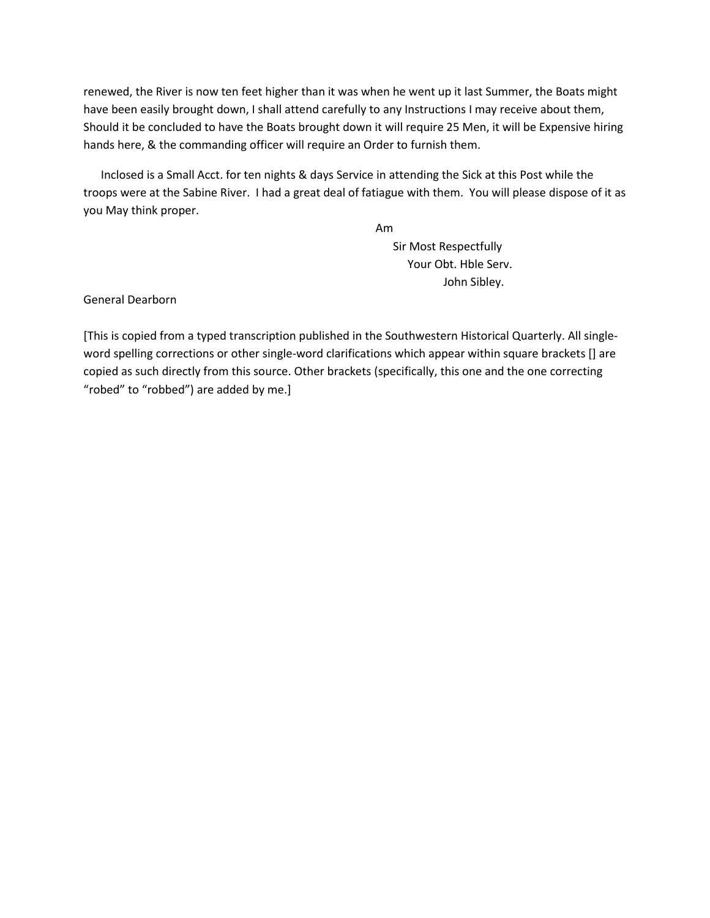renewed, the River is now ten feet higher than it was when he went up it last Summer, the Boats might have been easily brought down, I shall attend carefully to any Instructions I may receive about them, Should it be concluded to have the Boats brought down it will require 25 Men, it will be Expensive hiring hands here, & the commanding officer will require an Order to furnish them.

Inclosed is a Small Acct. for ten nights & days Service in attending the Sick at this Post while the troops were at the Sabine River. I had a great deal of fatiague with them. You will please dispose of it as you May think proper.

Am
Sir Most Respectfully
Your Obt. Hble Serv.
John Sibley.

General Dearborn

[This is copied from a typed transcription published in the Southwestern Historical Quarterly. All single-word spelling corrections or other single-word clarifications which appear within square brackets [] are copied as such directly from this source. Other brackets (specifically, this one and the one correcting "robed" to "robbed") are added by me.]